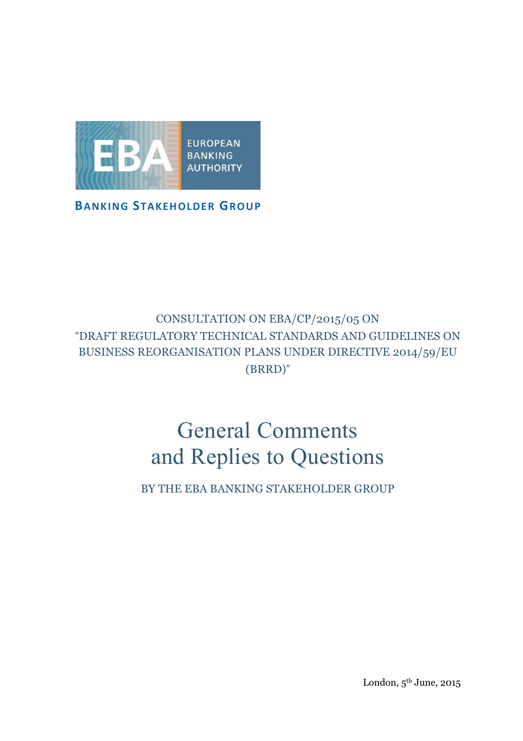EUROPEAN BANKING AUTHORITY

**BANKING STAKEHOLDER GROUP**

CONSULTATION ON EBA/CP/2015/05 ON "DRAFT REGULATORY TECHNICAL STANDARDS AND GUIDELINES ON BUSINESS REORGANISATION PLANS UNDER DIRECTIVE 2014/59/EU (BRRD)"

# General Comments and Replies to Questions

BY THE EBA BANKING STAKEHOLDER GROUP

London, 5th June, 2015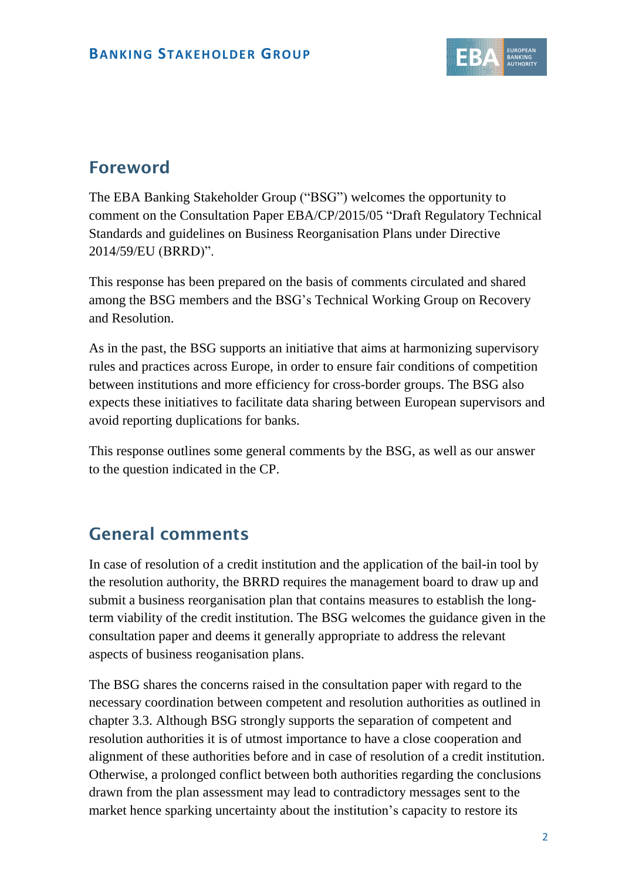## Foreword

The EBA Banking Stakeholder Group ("BSG") welcomes the opportunity to comment on the Consultation Paper EBA/CP/2015/05 "Draft Regulatory Technical Standards and guidelines on Business Reorganisation Plans under Directive 2014/59/EU (BRRD)".

This response has been prepared on the basis of comments circulated and shared among the BSG members and the BSG's Technical Working Group on Recovery and Resolution.

As in the past, the BSG supports an initiative that aims at harmonizing supervisory rules and practices across Europe, in order to ensure fair conditions of competition between institutions and more efficiency for cross-border groups. The BSG also expects these initiatives to facilitate data sharing between European supervisors and avoid reporting duplications for banks.

This response outlines some general comments by the BSG, as well as our answer to the question indicated in the CP.

## General comments

In case of resolution of a credit institution and the application of the bail-in tool by the resolution authority, the BRRD requires the management board to draw up and submit a business reorganisation plan that contains measures to establish the long-term viability of the credit institution. The BSG welcomes the guidance given in the consultation paper and deems it generally appropriate to address the relevant aspects of business reoganisation plans.

The BSG shares the concerns raised in the consultation paper with regard to the necessary coordination between competent and resolution authorities as outlined in chapter 3.3. Although BSG strongly supports the separation of competent and resolution authorities it is of utmost importance to have a close cooperation and alignment of these authorities before and in case of resolution of a credit institution. Otherwise, a prolonged conflict between both authorities regarding the conclusions drawn from the plan assessment may lead to contradictory messages sent to the market hence sparking uncertainty about the institution's capacity to restore its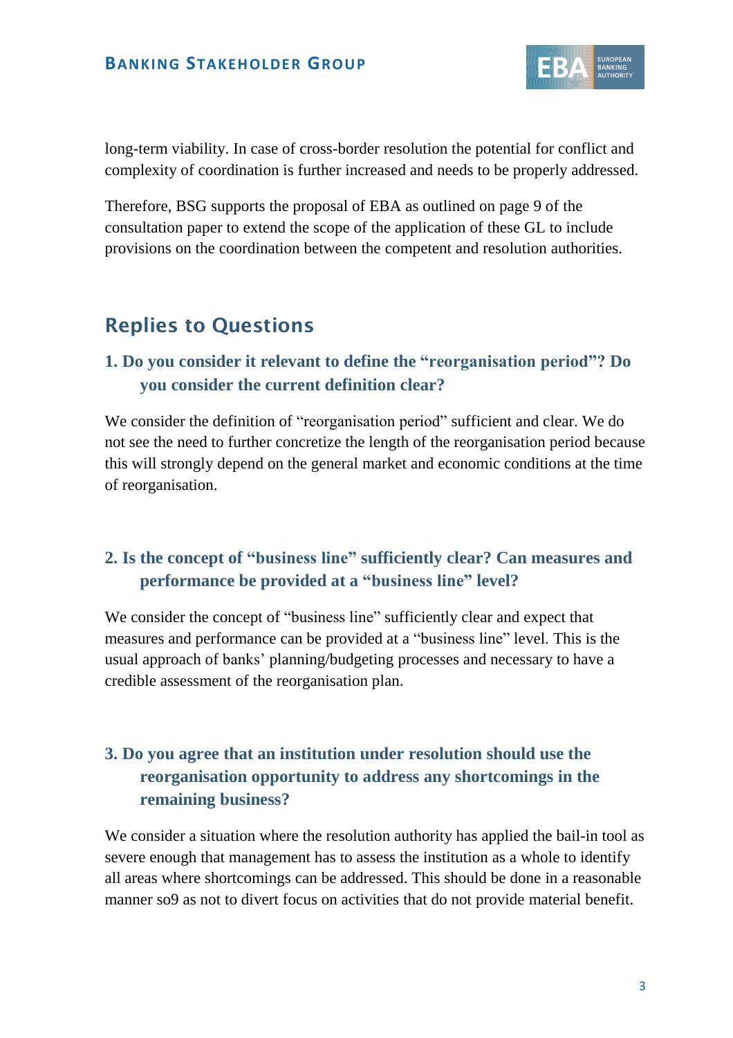long-term viability. In case of cross-border resolution the potential for conflict and complexity of coordination is further increased and needs to be properly addressed.

Therefore, BSG supports the proposal of EBA as outlined on page 9 of the consultation paper to extend the scope of the application of these GL to include provisions on the coordination between the competent and resolution authorities.

## Replies to Questions

### 1. Do you consider it relevant to define the "reorganisation period"? Do you consider the current definition clear?

We consider the definition of "reorganisation period" sufficient and clear. We do not see the need to further concretize the length of the reorganisation period because this will strongly depend on the general market and economic conditions at the time of reorganisation.

### 2. Is the concept of "business line" sufficiently clear? Can measures and performance be provided at a "business line" level?

We consider the concept of "business line" sufficiently clear and expect that measures and performance can be provided at a "business line" level. This is the usual approach of banks' planning/budgeting processes and necessary to have a credible assessment of the reorganisation plan.

### 3. Do you agree that an institution under resolution should use the reorganisation opportunity to address any shortcomings in the remaining business?

We consider a situation where the resolution authority has applied the bail-in tool as severe enough that management has to assess the institution as a whole to identify all areas where shortcomings can be addressed. This should be done in a reasonable manner so9 as not to divert focus on activities that do not provide material benefit.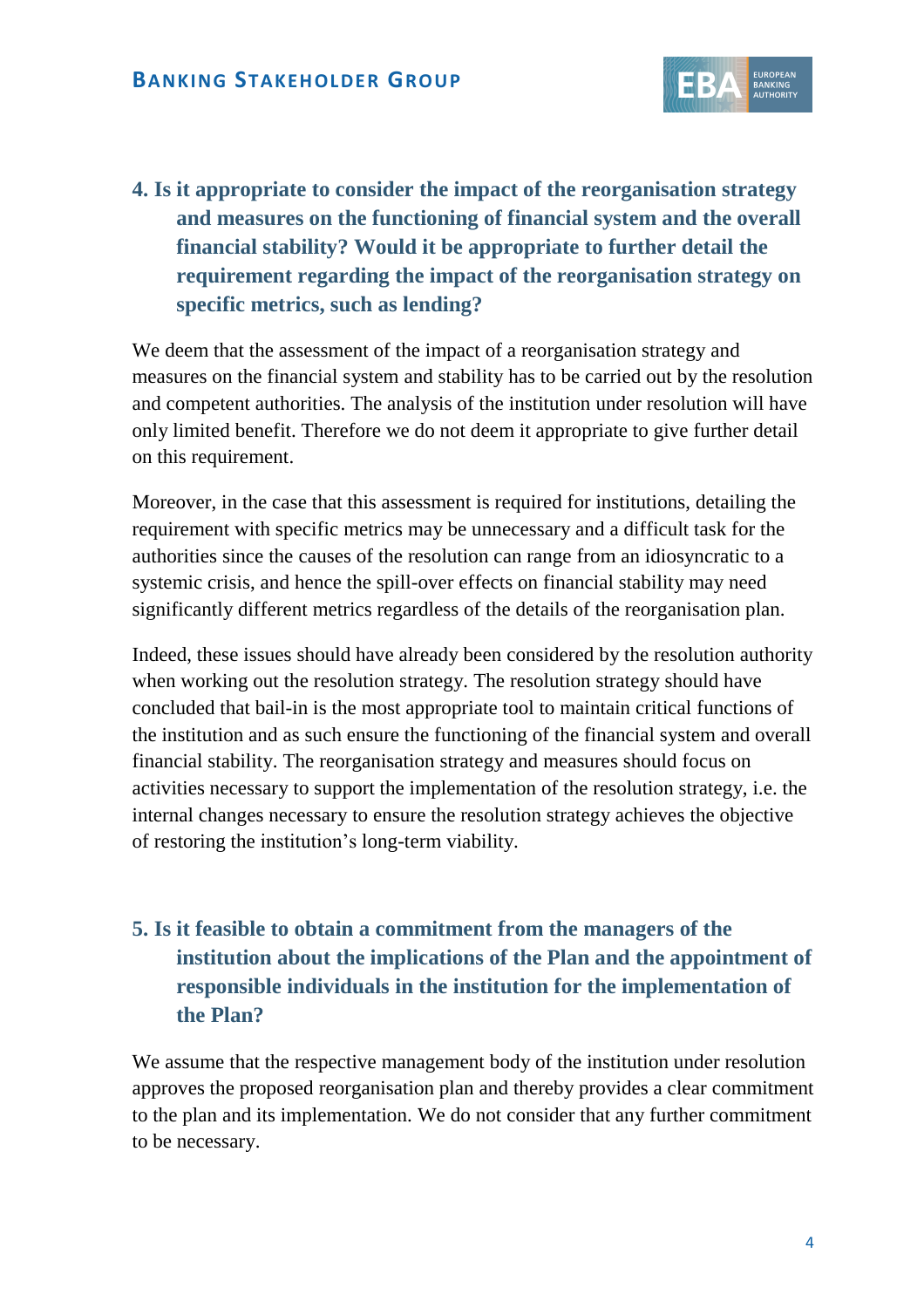## 4. Is it appropriate to consider the impact of the reorganisation strategy and measures on the functioning of financial system and the overall financial stability? Would it be appropriate to further detail the requirement regarding the impact of the reorganisation strategy on specific metrics, such as lending?

We deem that the assessment of the impact of a reorganisation strategy and measures on the financial system and stability has to be carried out by the resolution and competent authorities. The analysis of the institution under resolution will have only limited benefit. Therefore we do not deem it appropriate to give further detail on this requirement.

Moreover, in the case that this assessment is required for institutions, detailing the requirement with specific metrics may be unnecessary and a difficult task for the authorities since the causes of the resolution can range from an idiosyncratic to a systemic crisis, and hence the spill-over effects on financial stability may need significantly different metrics regardless of the details of the reorganisation plan.

Indeed, these issues should have already been considered by the resolution authority when working out the resolution strategy. The resolution strategy should have concluded that bail-in is the most appropriate tool to maintain critical functions of the institution and as such ensure the functioning of the financial system and overall financial stability. The reorganisation strategy and measures should focus on activities necessary to support the implementation of the resolution strategy, i.e. the internal changes necessary to ensure the resolution strategy achieves the objective of restoring the institution's long-term viability.

## 5. Is it feasible to obtain a commitment from the managers of the institution about the implications of the Plan and the appointment of responsible individuals in the institution for the implementation of the Plan?

We assume that the respective management body of the institution under resolution approves the proposed reorganisation plan and thereby provides a clear commitment to the plan and its implementation. We do not consider that any further commitment to be necessary.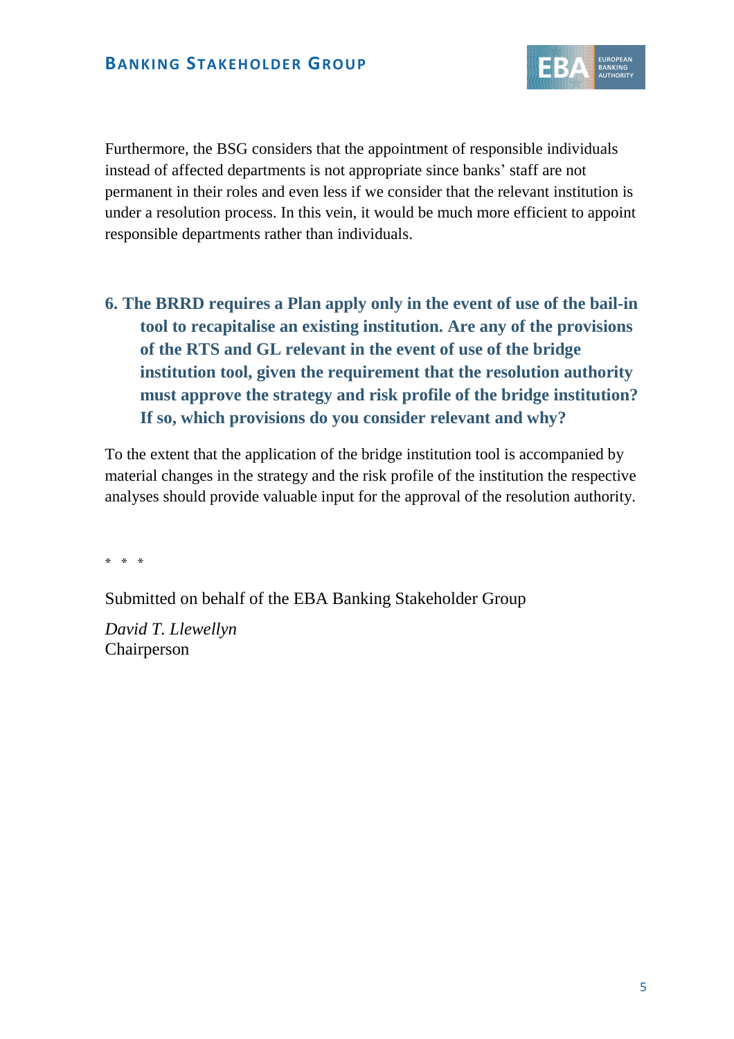Furthermore, the BSG considers that the appointment of responsible individuals instead of affected departments is not appropriate since banks' staff are not permanent in their roles and even less if we consider that the relevant institution is under a resolution process. In this vein, it would be much more efficient to appoint responsible departments rather than individuals.

### 6. The BRRD requires a Plan apply only in the event of use of the bail-in tool to recapitalise an existing institution. Are any of the provisions of the RTS and GL relevant in the event of use of the bridge institution tool, given the requirement that the resolution authority must approve the strategy and risk profile of the bridge institution? If so, which provisions do you consider relevant and why?

To the extent that the application of the bridge institution tool is accompanied by material changes in the strategy and the risk profile of the institution the respective analyses should provide valuable input for the approval of the resolution authority.

\* \* \*

Submitted on behalf of the EBA Banking Stakeholder Group

*David T. Llewellyn*
Chairperson